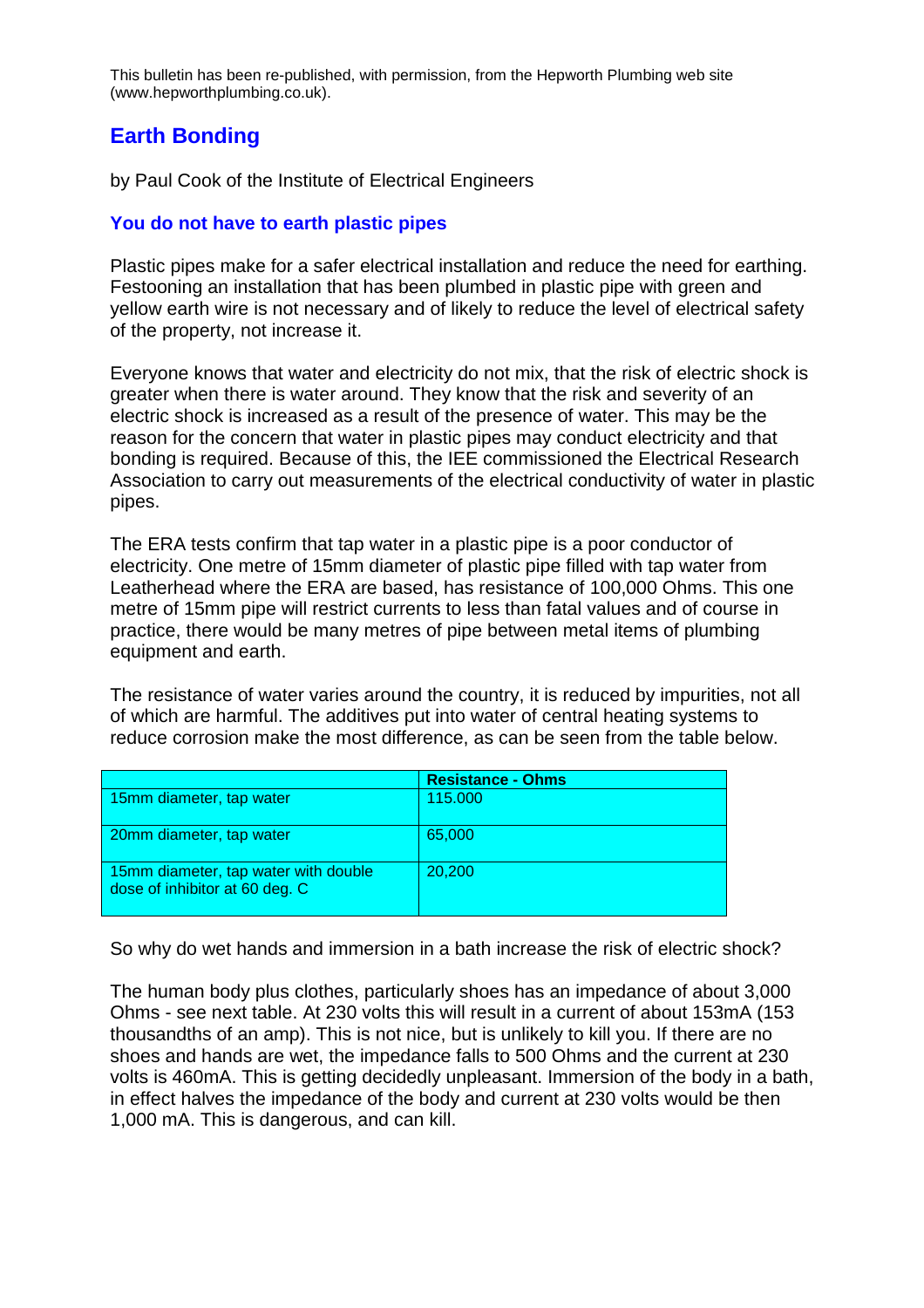This bulletin has been re-published, with permission, from the Hepworth Plumbing web site (www.hepworthplumbing.co.uk).

# Earth Bonding

by Paul Cook of the Institute of Electrical Engineers

## You do not have to earth plastic pipes

Plastic pipes make for a safer electrical installation and reduce the need for earthing. Festooning an installation that has been plumbed in plastic pipe with green and yellow earth wire is not necessary and of likely to reduce the level of electrical safety of the property, not increase it.

Everyone knows that water and electricity do not mix, that the risk of electric shock is greater when there is water around. They know that the risk and severity of an electric shock is increased as a result of the presence of water. This may be the reason for the concern that water in plastic pipes may conduct electricity and that bonding is required. Because of this, the IEE commissioned the Electrical Research Association to carry out measurements of the electrical conductivity of water in plastic pipes.

The ERA tests confirm that tap water in a plastic pipe is a poor conductor of electricity. One metre of 15mm diameter of plastic pipe filled with tap water from Leatherhead where the ERA are based, has resistance of 100,000 Ohms. This one metre of 15mm pipe will restrict currents to less than fatal values and of course in practice, there would be many metres of pipe between metal items of plumbing equipment and earth.

The resistance of water varies around the country, it is reduced by impurities, not all of which are harmful. The additives put into water of central heating systems to reduce corrosion make the most difference, as can be seen from the table below.

| | Resistance - Ohms |
|---|---|
| 15mm diameter, tap water | 115.000 |
| 20mm diameter, tap water | 65,000 |
| 15mm diameter, tap water with double dose of inhibitor at 60 deg. C | 20,200 |

So why do wet hands and immersion in a bath increase the risk of electric shock?

The human body plus clothes, particularly shoes has an impedance of about 3,000 Ohms - see next table. At 230 volts this will result in a current of about 153mA (153 thousandths of an amp). This is not nice, but is unlikely to kill you. If there are no shoes and hands are wet, the impedance falls to 500 Ohms and the current at 230 volts is 460mA. This is getting decidedly unpleasant. Immersion of the body in a bath, in effect halves the impedance of the body and current at 230 volts would be then 1,000 mA. This is dangerous, and can kill.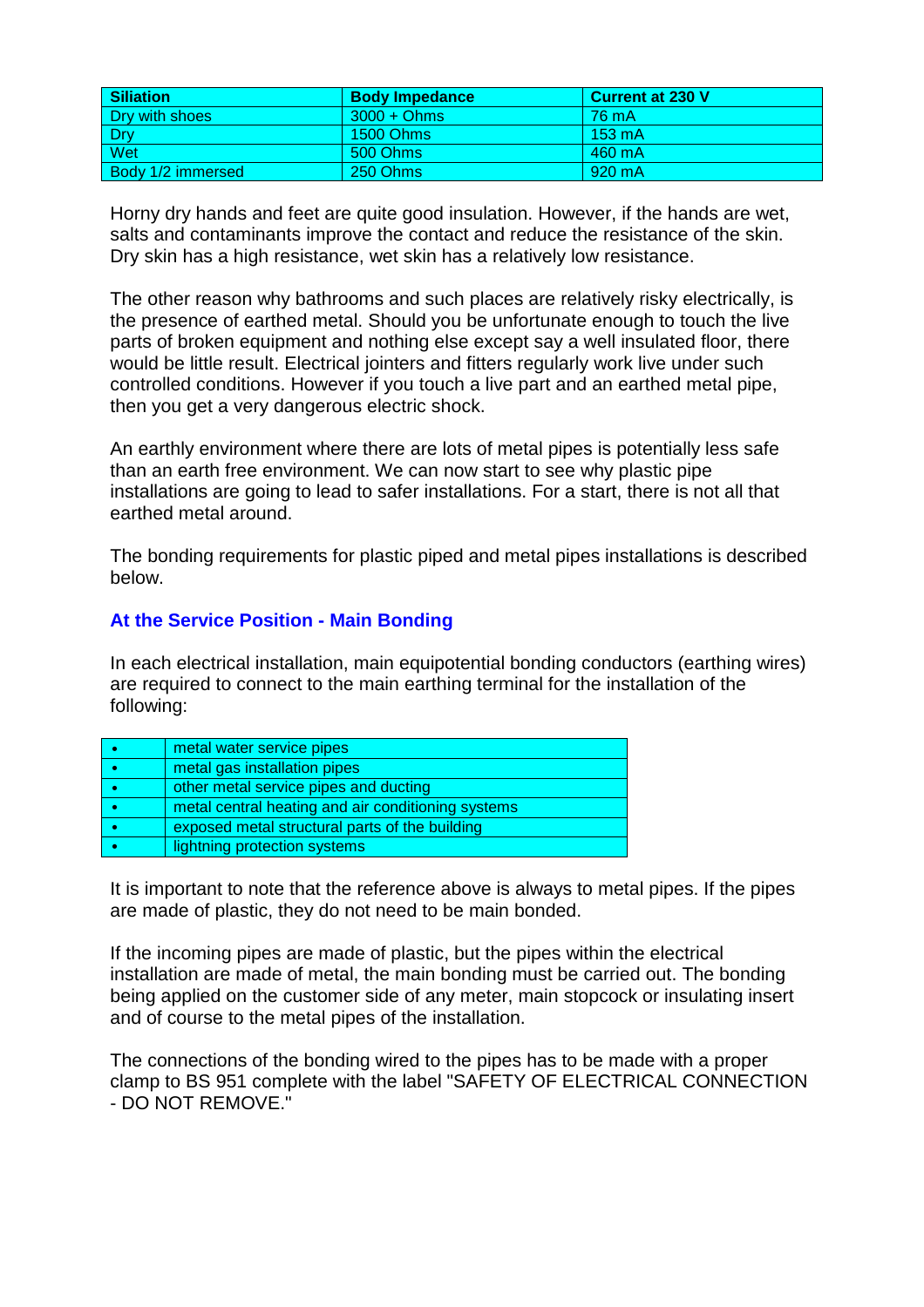| Siliation | Body Impedance | Current at 230 V |
|---|---|---|
| Dry with shoes | 3000 + Ohms | 76 mA |
| Dry | 1500 Ohms | 153 mA |
| Wet | 500 Ohms | 460 mA |
| Body 1/2 immersed | 250 Ohms | 920 mA |

Horny dry hands and feet are quite good insulation. However, if the hands are wet, salts and contaminants improve the contact and reduce the resistance of the skin. Dry skin has a high resistance, wet skin has a relatively low resistance.

The other reason why bathrooms and such places are relatively risky electrically, is the presence of earthed metal. Should you be unfortunate enough to touch the live parts of broken equipment and nothing else except say a well insulated floor, there would be little result. Electrical jointers and fitters regularly work live under such controlled conditions. However if you touch a live part and an earthed metal pipe, then you get a very dangerous electric shock.

An earthly environment where there are lots of metal pipes is potentially less safe than an earth free environment. We can now start to see why plastic pipe installations are going to lead to safer installations. For a start, there is not all that earthed metal around.

The bonding requirements for plastic piped and metal pipes installations is described below.

### At the Service Position - Main Bonding

In each electrical installation, main equipotential bonding conductors (earthing wires) are required to connect to the main earthing terminal for the installation of the following:

| | |
|---|---|
| • | metal water service pipes |
| • | metal gas installation pipes |
| • | other metal service pipes and ducting |
| • | metal central heating and air conditioning systems |
| • | exposed metal structural parts of the building |
| • | lightning protection systems |

It is important to note that the reference above is always to metal pipes. If the pipes are made of plastic, they do not need to be main bonded.

If the incoming pipes are made of plastic, but the pipes within the electrical installation are made of metal, the main bonding must be carried out. The bonding being applied on the customer side of any meter, main stopcock or insulating insert and of course to the metal pipes of the installation.

The connections of the bonding wired to the pipes has to be made with a proper clamp to BS 951 complete with the label "SAFETY OF ELECTRICAL CONNECTION - DO NOT REMOVE."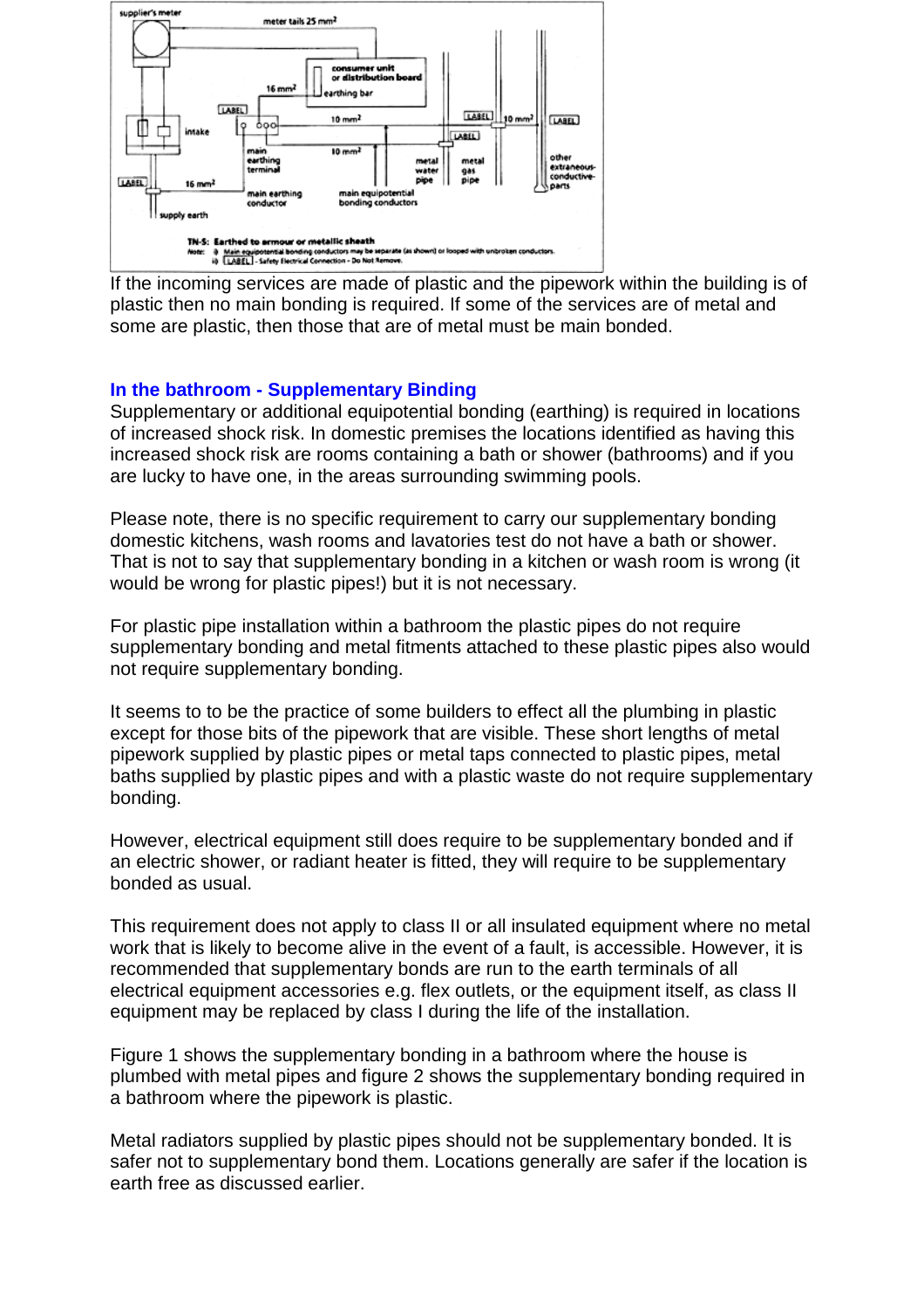If the incoming services are made of plastic and the pipework within the building is of plastic then no main bonding is required. If some of the services are of metal and some are plastic, then those that are of metal must be main bonded.

### In the bathroom - Supplementary Binding

Supplementary or additional equipotential bonding (earthing) is required in locations of increased shock risk. In domestic premises the locations identified as having this increased shock risk are rooms containing a bath or shower (bathrooms) and if you are lucky to have one, in the areas surrounding swimming pools.

Please note, there is no specific requirement to carry our supplementary bonding domestic kitchens, wash rooms and lavatories test do not have a bath or shower. That is not to say that supplementary bonding in a kitchen or wash room is wrong (it would be wrong for plastic pipes!) but it is not necessary.

For plastic pipe installation within a bathroom the plastic pipes do not require supplementary bonding and metal fitments attached to these plastic pipes also would not require supplementary bonding.

It seems to to be the practice of some builders to effect all the plumbing in plastic except for those bits of the pipework that are visible. These short lengths of metal pipework supplied by plastic pipes or metal taps connected to plastic pipes, metal baths supplied by plastic pipes and with a plastic waste do not require supplementary bonding.

However, electrical equipment still does require to be supplementary bonded and if an electric shower, or radiant heater is fitted, they will require to be supplementary bonded as usual.

This requirement does not apply to class II or all insulated equipment where no metal work that is likely to become alive in the event of a fault, is accessible. However, it is recommended that supplementary bonds are run to the earth terminals of all electrical equipment accessories e.g. flex outlets, or the equipment itself, as class II equipment may be replaced by class I during the life of the installation.

Figure 1 shows the supplementary bonding in a bathroom where the house is plumbed with metal pipes and figure 2 shows the supplementary bonding required in a bathroom where the pipework is plastic.

Metal radiators supplied by plastic pipes should not be supplementary bonded. It is safer not to supplementary bond them. Locations generally are safer if the location is earth free as discussed earlier.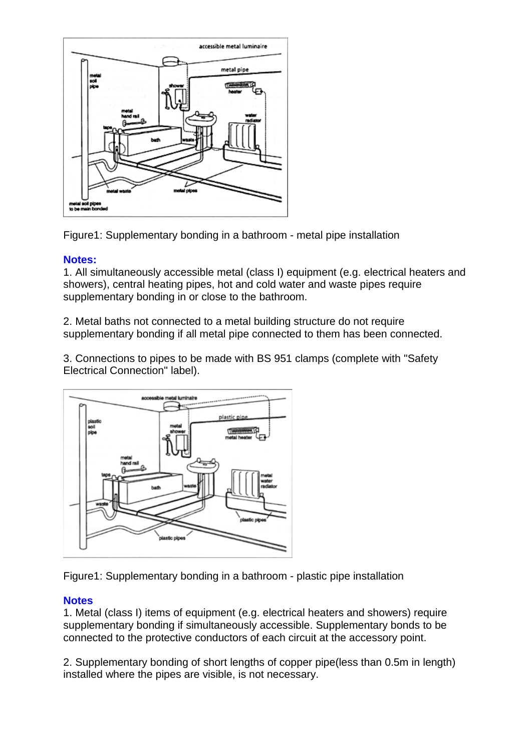Figure1: Supplementary bonding in a bathroom - metal pipe installation

**Notes:**

1. All simultaneously accessible metal (class I) equipment (e.g. electrical heaters and showers), central heating pipes, hot and cold water and waste pipes require supplementary bonding in or close to the bathroom.

2. Metal baths not connected to a metal building structure do not require supplementary bonding if all metal pipe connected to them has been connected.

3. Connections to pipes to be made with BS 951 clamps (complete with "Safety Electrical Connection" label).

Figure1: Supplementary bonding in a bathroom - plastic pipe installation

**Notes**

1. Metal (class I) items of equipment (e.g. electrical heaters and showers) require supplementary bonding if simultaneously accessible. Supplementary bonds to be connected to the protective conductors of each circuit at the accessory point.

2. Supplementary bonding of short lengths of copper pipe(less than 0.5m in length) installed where the pipes are visible, is not necessary.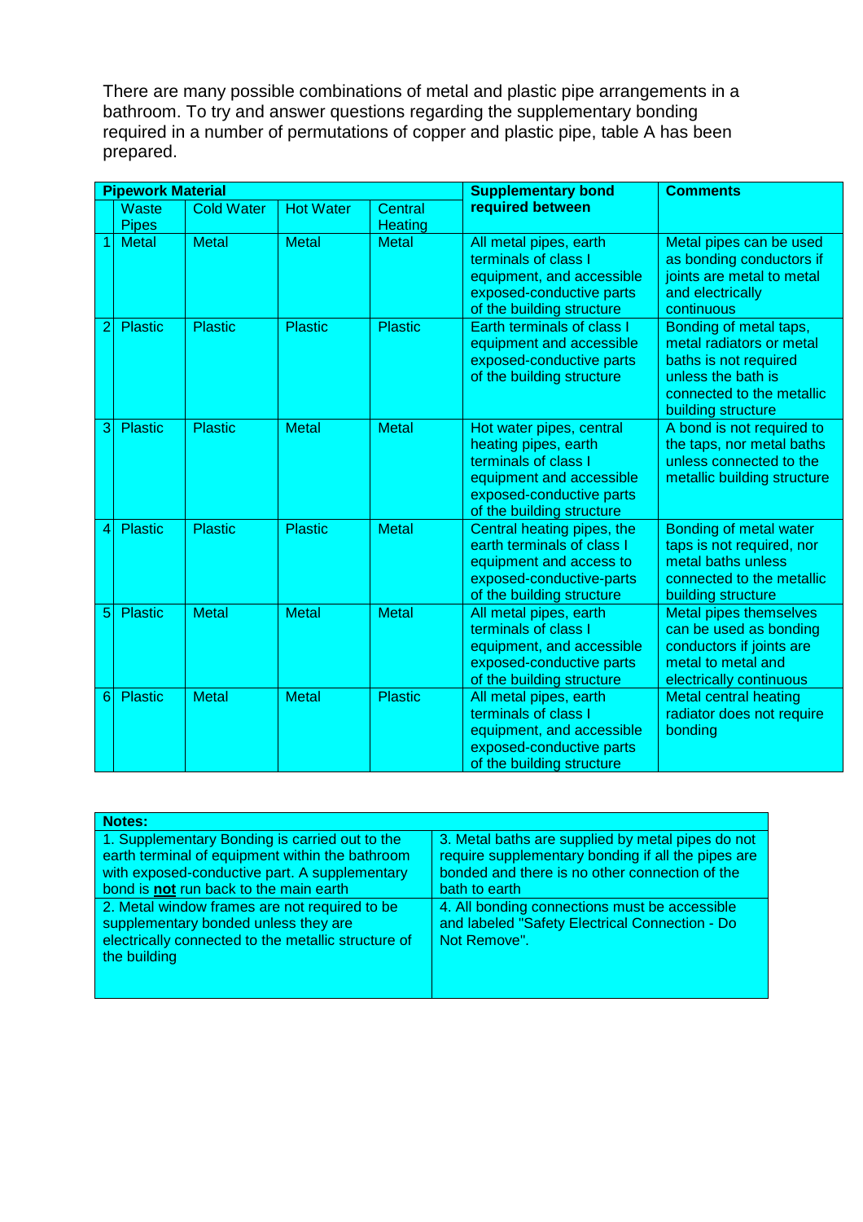There are many possible combinations of metal and plastic pipe arrangements in a bathroom. To try and answer questions regarding the supplementary bonding required in a number of permutations of copper and plastic pipe, table A has been prepared.

| Pipework Material | | | | | Supplementary bond required between | Comments |
|---|---|---|---|---|---|---|
| | Waste Pipes | Cold Water | Hot Water | Central Heating | | |
| 1 | Metal | Metal | Metal | Metal | All metal pipes, earth terminals of class I equipment, and accessible exposed-conductive parts of the building structure | Metal pipes can be used as bonding conductors if joints are metal to metal and electrically continuous |
| 2 | Plastic | Plastic | Plastic | Plastic | Earth terminals of class I equipment and accessible exposed-conductive parts of the building structure | Bonding of metal taps, metal radiators or metal baths is not required unless the bath is connected to the metallic building structure |
| 3 | Plastic | Plastic | Metal | Metal | Hot water pipes, central heating pipes, earth terminals of class I equipment and accessible exposed-conductive parts of the building structure | A bond is not required to the taps, nor metal baths unless connected to the metallic building structure |
| 4 | Plastic | Plastic | Plastic | Metal | Central heating pipes, the earth terminals of class I equipment and access to exposed-conductive-parts of the building structure | Bonding of metal water taps is not required, nor metal baths unless connected to the metallic building structure |
| 5 | Plastic | Metal | Metal | Metal | All metal pipes, earth terminals of class I equipment, and accessible exposed-conductive parts of the building structure | Metal pipes themselves can be used as bonding conductors if joints are metal to metal and electrically continuous |
| 6 | Plastic | Metal | Metal | Plastic | All metal pipes, earth terminals of class I equipment, and accessible exposed-conductive parts of the building structure | Metal central heating radiator does not require bonding |

| **Notes:** | |
|---|---|
| 1. Supplementary Bonding is carried out to the earth terminal of equipment within the bathroom with exposed-conductive part. A supplementary bond is **not** run back to the main earth | 3. Metal baths are supplied by metal pipes do not require supplementary bonding if all the pipes are bonded and there is no other connection of the bath to earth |
| 2. Metal window frames are not required to be supplementary bonded unless they are electrically connected to the metallic structure of the building | 4. All bonding connections must be accessible and labeled "Safety Electrical Connection - Do Not Remove". |